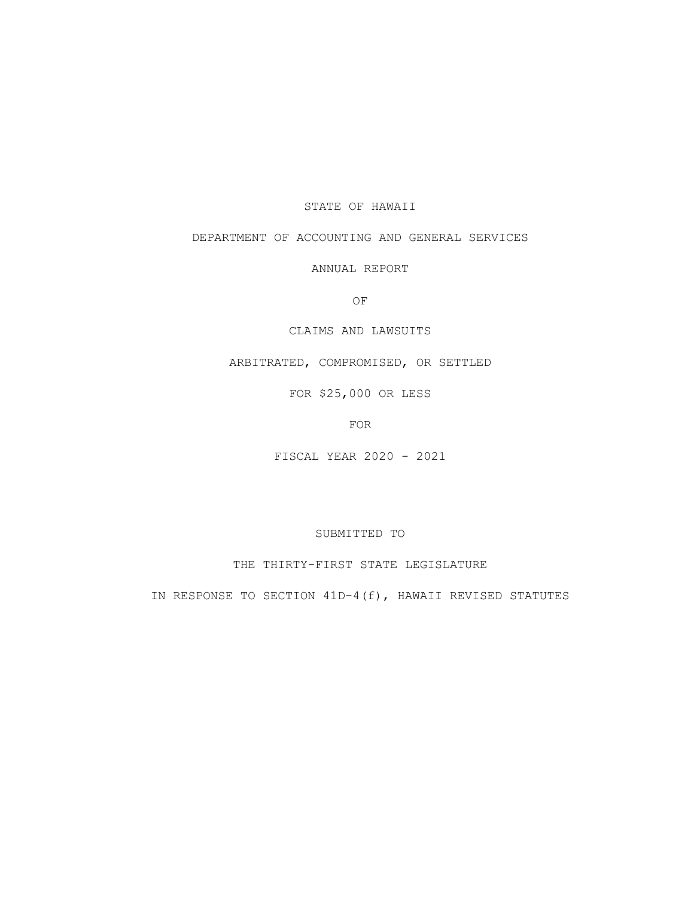# STATE OF HAWAII

## DEPARTMENT OF ACCOUNTING AND GENERAL SERVICES

ANNUAL REPORT

OF

CLAIMS AND LAWSUITS

ARBITRATED, COMPROMISED, OR SETTLED

FOR $25,000 OR LESS

FOR

FISCAL YEAR 2020 - 2021

SUBMITTED TO

THE THIRTY-FIRST STATE LEGISLATURE

IN RESPONSE TO SECTION 41D-4(f), HAWAII REVISED STATUTES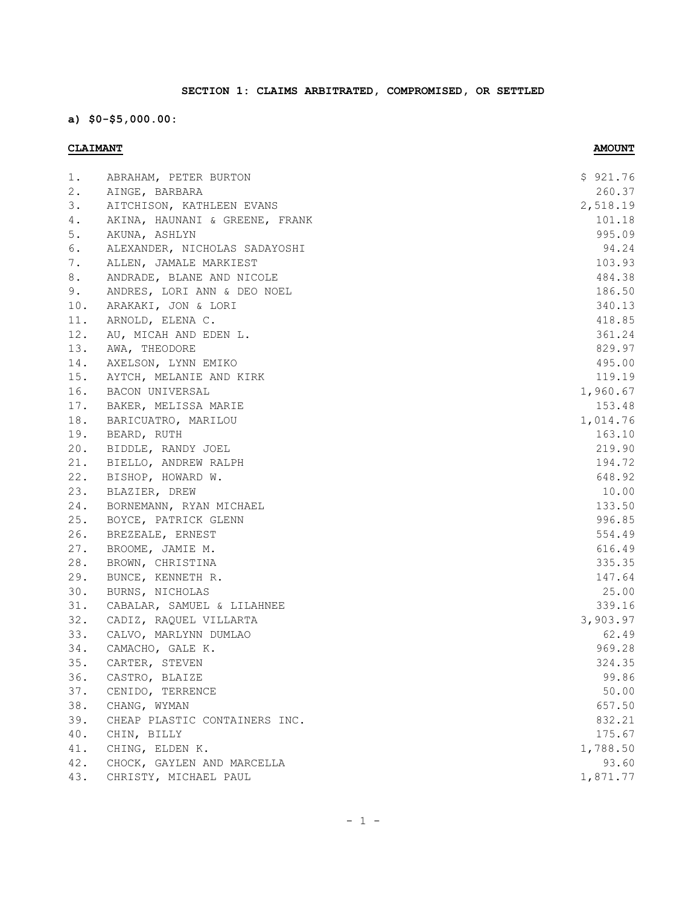**SECTION 1: CLAIMS ARBITRATED, COMPROMISED, OR SETTLED**

**a) $0-$5,000.00:**

| | **CLAIMANT** | **AMOUNT** |
|---|---|---|
| 1. | ABRAHAM, PETER BURTON | $ 921.76 |
| 2. | AINGE, BARBARA | 260.37 |
| 3. | AITCHISON, KATHLEEN EVANS | 2,518.19 |
| 4. | AKINA, HAUNANI & GREENE, FRANK | 101.18 |
| 5. | AKUNA, ASHLYN | 995.09 |
| 6. | ALEXANDER, NICHOLAS SADAYOSHI | 94.24 |
| 7. | ALLEN, JAMALE MARKIEST | 103.93 |
| 8. | ANDRADE, BLANE AND NICOLE | 484.38 |
| 9. | ANDRES, LORI ANN & DEO NOEL | 186.50 |
| 10. | ARAKAKI, JON & LORI | 340.13 |
| 11. | ARNOLD, ELENA C. | 418.85 |
| 12. | AU, MICAH AND EDEN L. | 361.24 |
| 13. | AWA, THEODORE | 829.97 |
| 14. | AXELSON, LYNN EMIKO | 495.00 |
| 15. | AYTCH, MELANIE AND KIRK | 119.19 |
| 16. | BACON UNIVERSAL | 1,960.67 |
| 17. | BAKER, MELISSA MARIE | 153.48 |
| 18. | BARICUATRO, MARILOU | 1,014.76 |
| 19. | BEARD, RUTH | 163.10 |
| 20. | BIDDLE, RANDY JOEL | 219.90 |
| 21. | BIELLO, ANDREW RALPH | 194.72 |
| 22. | BISHOP, HOWARD W. | 648.92 |
| 23. | BLAZIER, DREW | 10.00 |
| 24. | BORNEMANN, RYAN MICHAEL | 133.50 |
| 25. | BOYCE, PATRICK GLENN | 996.85 |
| 26. | BREZEALE, ERNEST | 554.49 |
| 27. | BROOME, JAMIE M. | 616.49 |
| 28. | BROWN, CHRISTINA | 335.35 |
| 29. | BUNCE, KENNETH R. | 147.64 |
| 30. | BURNS, NICHOLAS | 25.00 |
| 31. | CABALAR, SAMUEL & LILAHNEE | 339.16 |
| 32. | CADIZ, RAQUEL VILLARTA | 3,903.97 |
| 33. | CALVO, MARLYNN DUMLAO | 62.49 |
| 34. | CAMACHO, GALE K. | 969.28 |
| 35. | CARTER, STEVEN | 324.35 |
| 36. | CASTRO, BLAIZE | 99.86 |
| 37. | CENIDO, TERRENCE | 50.00 |
| 38. | CHANG, WYMAN | 657.50 |
| 39. | CHEAP PLASTIC CONTAINERS INC. | 832.21 |
| 40. | CHIN, BILLY | 175.67 |
| 41. | CHING, ELDEN K. | 1,788.50 |
| 42. | CHOCK, GAYLEN AND MARCELLA | 93.60 |
| 43. | CHRISTY, MICHAEL PAUL | 1,871.77 |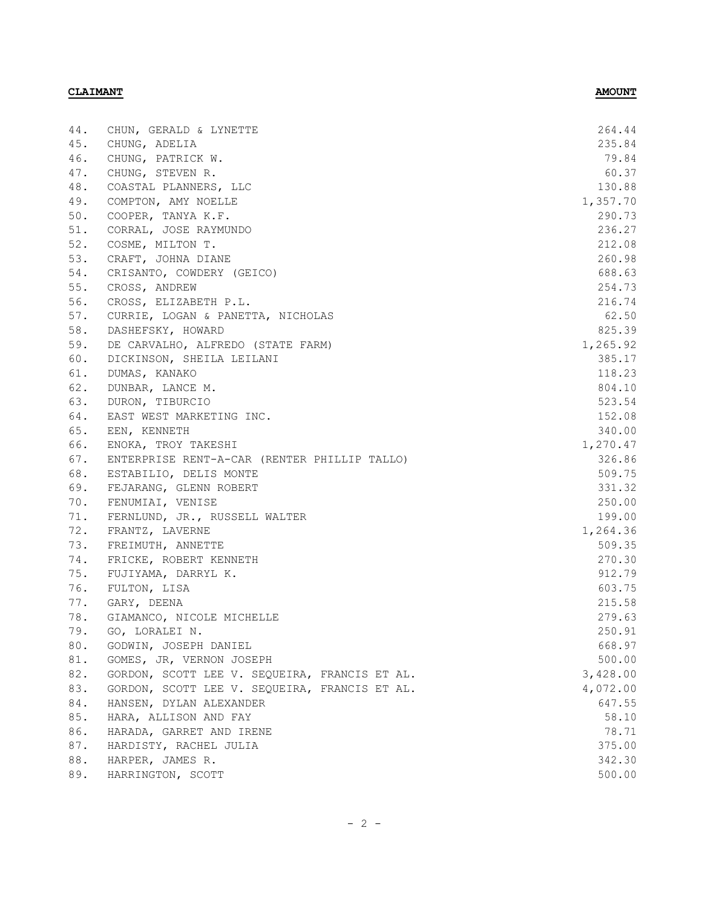| | CLAIMANT | AMOUNT |
|---|---|---|
| 44. | CHUN, GERALD & LYNETTE | 264.44 |
| 45. | CHUNG, ADELIA | 235.84 |
| 46. | CHUNG, PATRICK W. | 79.84 |
| 47. | CHUNG, STEVEN R. | 60.37 |
| 48. | COASTAL PLANNERS, LLC | 130.88 |
| 49. | COMPTON, AMY NOELLE | 1,357.70 |
| 50. | COOPER, TANYA K.F. | 290.73 |
| 51. | CORRAL, JOSE RAYMUNDO | 236.27 |
| 52. | COSME, MILTON T. | 212.08 |
| 53. | CRAFT, JOHNA DIANE | 260.98 |
| 54. | CRISANTO, COWDERY (GEICO) | 688.63 |
| 55. | CROSS, ANDREW | 254.73 |
| 56. | CROSS, ELIZABETH P.L. | 216.74 |
| 57. | CURRIE, LOGAN & PANETTA, NICHOLAS | 62.50 |
| 58. | DASHEFSKY, HOWARD | 825.39 |
| 59. | DE CARVALHO, ALFREDO (STATE FARM) | 1,265.92 |
| 60. | DICKINSON, SHEILA LEILANI | 385.17 |
| 61. | DUMAS, KANAKO | 118.23 |
| 62. | DUNBAR, LANCE M. | 804.10 |
| 63. | DURON, TIBURCIO | 523.54 |
| 64. | EAST WEST MARKETING INC. | 152.08 |
| 65. | EEN, KENNETH | 340.00 |
| 66. | ENOKA, TROY TAKESHI | 1,270.47 |
| 67. | ENTERPRISE RENT-A-CAR (RENTER PHILLIP TALLO) | 326.86 |
| 68. | ESTABILIO, DELIS MONTE | 509.75 |
| 69. | FEJARANG, GLENN ROBERT | 331.32 |
| 70. | FENUMIAI, VENISE | 250.00 |
| 71. | FERNLUND, JR., RUSSELL WALTER | 199.00 |
| 72. | FRANTZ, LAVERNE | 1,264.36 |
| 73. | FREIMUTH, ANNETTE | 509.35 |
| 74. | FRICKE, ROBERT KENNETH | 270.30 |
| 75. | FUJIYAMA, DARRYL K. | 912.79 |
| 76. | FULTON, LISA | 603.75 |
| 77. | GARY, DEENA | 215.58 |
| 78. | GIAMANCO, NICOLE MICHELLE | 279.63 |
| 79. | GO, LORALEI N. | 250.91 |
| 80. | GODWIN, JOSEPH DANIEL | 668.97 |
| 81. | GOMES, JR, VERNON JOSEPH | 500.00 |
| 82. | GORDON, SCOTT LEE V. SEQUEIRA, FRANCIS ET AL. | 3,428.00 |
| 83. | GORDON, SCOTT LEE V. SEQUEIRA, FRANCIS ET AL. | 4,072.00 |
| 84. | HANSEN, DYLAN ALEXANDER | 647.55 |
| 85. | HARA, ALLISON AND FAY | 58.10 |
| 86. | HARADA, GARRET AND IRENE | 78.71 |
| 87. | HARDISTY, RACHEL JULIA | 375.00 |
| 88. | HARPER, JAMES R. | 342.30 |
| 89. | HARRINGTON, SCOTT | 500.00 |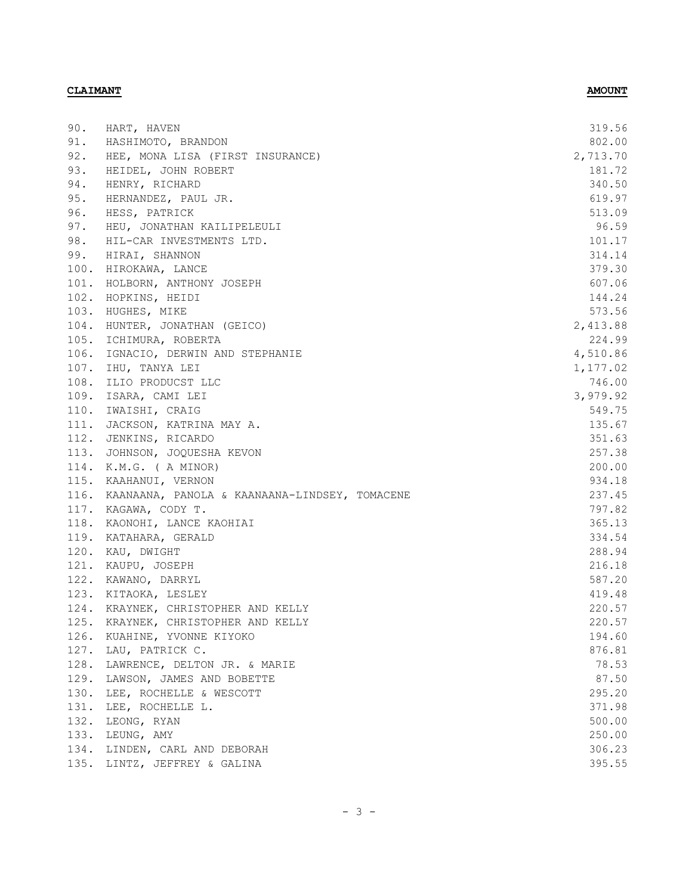| CLAIMANT | AMOUNT |
| --- | --- |
| 90. HART, HAVEN | 319.56 |
| 91. HASHIMOTO, BRANDON | 802.00 |
| 92. HEE, MONA LISA (FIRST INSURANCE) | 2,713.70 |
| 93. HEIDEL, JOHN ROBERT | 181.72 |
| 94. HENRY, RICHARD | 340.50 |
| 95. HERNANDEZ, PAUL JR. | 619.97 |
| 96. HESS, PATRICK | 513.09 |
| 97. HEU, JONATHAN KAILIPELEULI | 96.59 |
| 98. HIL-CAR INVESTMENTS LTD. | 101.17 |
| 99. HIRAI, SHANNON | 314.14 |
| 100. HIROKAWA, LANCE | 379.30 |
| 101. HOLBORN, ANTHONY JOSEPH | 607.06 |
| 102. HOPKINS, HEIDI | 144.24 |
| 103. HUGHES, MIKE | 573.56 |
| 104. HUNTER, JONATHAN (GEICO) | 2,413.88 |
| 105. ICHIMURA, ROBERTA | 224.99 |
| 106. IGNACIO, DERWIN AND STEPHANIE | 4,510.86 |
| 107. IHU, TANYA LEI | 1,177.02 |
| 108. ILIO PRODUCST LLC | 746.00 |
| 109. ISARA, CAMI LEI | 3,979.92 |
| 110. IWAISHI, CRAIG | 549.75 |
| 111. JACKSON, KATRINA MAY A. | 135.67 |
| 112. JENKINS, RICARDO | 351.63 |
| 113. JOHNSON, JOQUESHA KEVON | 257.38 |
| 114. K.M.G. ( A MINOR) | 200.00 |
| 115. KAAHANUI, VERNON | 934.18 |
| 116. KAANAANA, PANOLA & KAANAANA-LINDSEY, TOMACENE | 237.45 |
| 117. KAGAWA, CODY T. | 797.82 |
| 118. KAONOHI, LANCE KAOHIAI | 365.13 |
| 119. KATAHARA, GERALD | 334.54 |
| 120. KAU, DWIGHT | 288.94 |
| 121. KAUPU, JOSEPH | 216.18 |
| 122. KAWANO, DARRYL | 587.20 |
| 123. KITAOKA, LESLEY | 419.48 |
| 124. KRAYNEK, CHRISTOPHER AND KELLY | 220.57 |
| 125. KRAYNEK, CHRISTOPHER AND KELLY | 220.57 |
| 126. KUAHINE, YVONNE KIYOKO | 194.60 |
| 127. LAU, PATRICK C. | 876.81 |
| 128. LAWRENCE, DELTON JR. & MARIE | 78.53 |
| 129. LAWSON, JAMES AND BOBETTE | 87.50 |
| 130. LEE, ROCHELLE & WESCOTT | 295.20 |
| 131. LEE, ROCHELLE L. | 371.98 |
| 132. LEONG, RYAN | 500.00 |
| 133. LEUNG, AMY | 250.00 |
| 134. LINDEN, CARL AND DEBORAH | 306.23 |
| 135. LINTZ, JEFFREY & GALINA | 395.55 |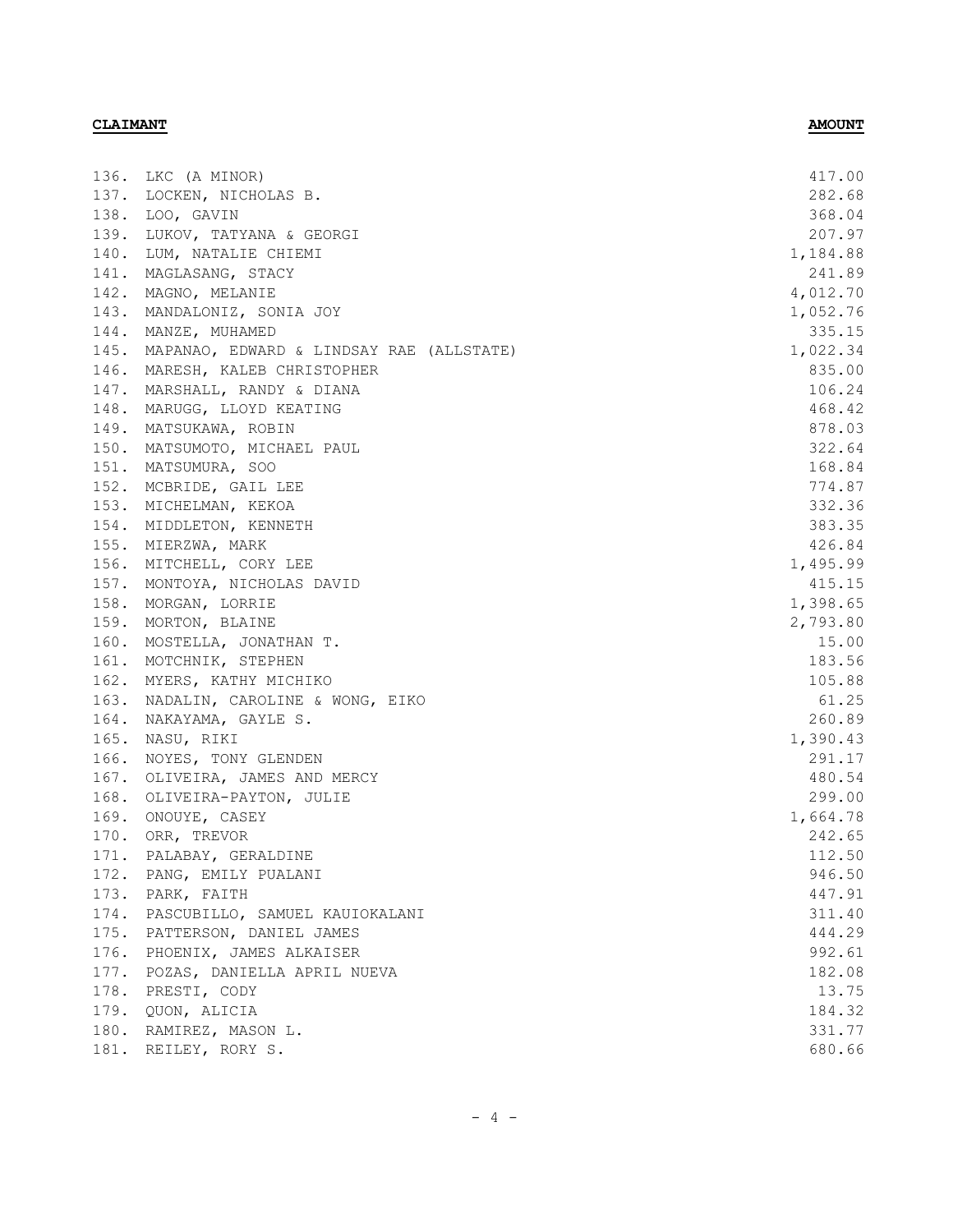| CLAIMANT | AMOUNT |
| --- | --- |
| 136. LKC (A MINOR) | 417.00 |
| 137. LOCKEN, NICHOLAS B. | 282.68 |
| 138. LOO, GAVIN | 368.04 |
| 139. LUKOV, TATYANA & GEORGI | 207.97 |
| 140. LUM, NATALIE CHIEMI | 1,184.88 |
| 141. MAGLASANG, STACY | 241.89 |
| 142. MAGNO, MELANIE | 4,012.70 |
| 143. MANDALONIZ, SONIA JOY | 1,052.76 |
| 144. MANZE, MUHAMED | 335.15 |
| 145. MAPANAO, EDWARD & LINDSAY RAE (ALLSTATE) | 1,022.34 |
| 146. MARESH, KALEB CHRISTOPHER | 835.00 |
| 147. MARSHALL, RANDY & DIANA | 106.24 |
| 148. MARUGG, LLOYD KEATING | 468.42 |
| 149. MATSUKAWA, ROBIN | 878.03 |
| 150. MATSUMOTO, MICHAEL PAUL | 322.64 |
| 151. MATSUMURA, SOO | 168.84 |
| 152. MCBRIDE, GAIL LEE | 774.87 |
| 153. MICHELMAN, KEKOA | 332.36 |
| 154. MIDDLETON, KENNETH | 383.35 |
| 155. MIERZWA, MARK | 426.84 |
| 156. MITCHELL, CORY LEE | 1,495.99 |
| 157. MONTOYA, NICHOLAS DAVID | 415.15 |
| 158. MORGAN, LORRIE | 1,398.65 |
| 159. MORTON, BLAINE | 2,793.80 |
| 160. MOSTELLA, JONATHAN T. | 15.00 |
| 161. MOTCHNIK, STEPHEN | 183.56 |
| 162. MYERS, KATHY MICHIKO | 105.88 |
| 163. NADALIN, CAROLINE & WONG, EIKO | 61.25 |
| 164. NAKAYAMA, GAYLE S. | 260.89 |
| 165. NASU, RIKI | 1,390.43 |
| 166. NOYES, TONY GLENDEN | 291.17 |
| 167. OLIVEIRA, JAMES AND MERCY | 480.54 |
| 168. OLIVEIRA-PAYTON, JULIE | 299.00 |
| 169. ONOUYE, CASEY | 1,664.78 |
| 170. ORR, TREVOR | 242.65 |
| 171. PALABAY, GERALDINE | 112.50 |
| 172. PANG, EMILY PUALANI | 946.50 |
| 173. PARK, FAITH | 447.91 |
| 174. PASCUBILLO, SAMUEL KAUIOKALANI | 311.40 |
| 175. PATTERSON, DANIEL JAMES | 444.29 |
| 176. PHOENIX, JAMES ALKAISER | 992.61 |
| 177. POZAS, DANIELLA APRIL NUEVA | 182.08 |
| 178. PRESTI, CODY | 13.75 |
| 179. QUON, ALICIA | 184.32 |
| 180. RAMIREZ, MASON L. | 331.77 |
| 181. REILEY, RORY S. | 680.66 |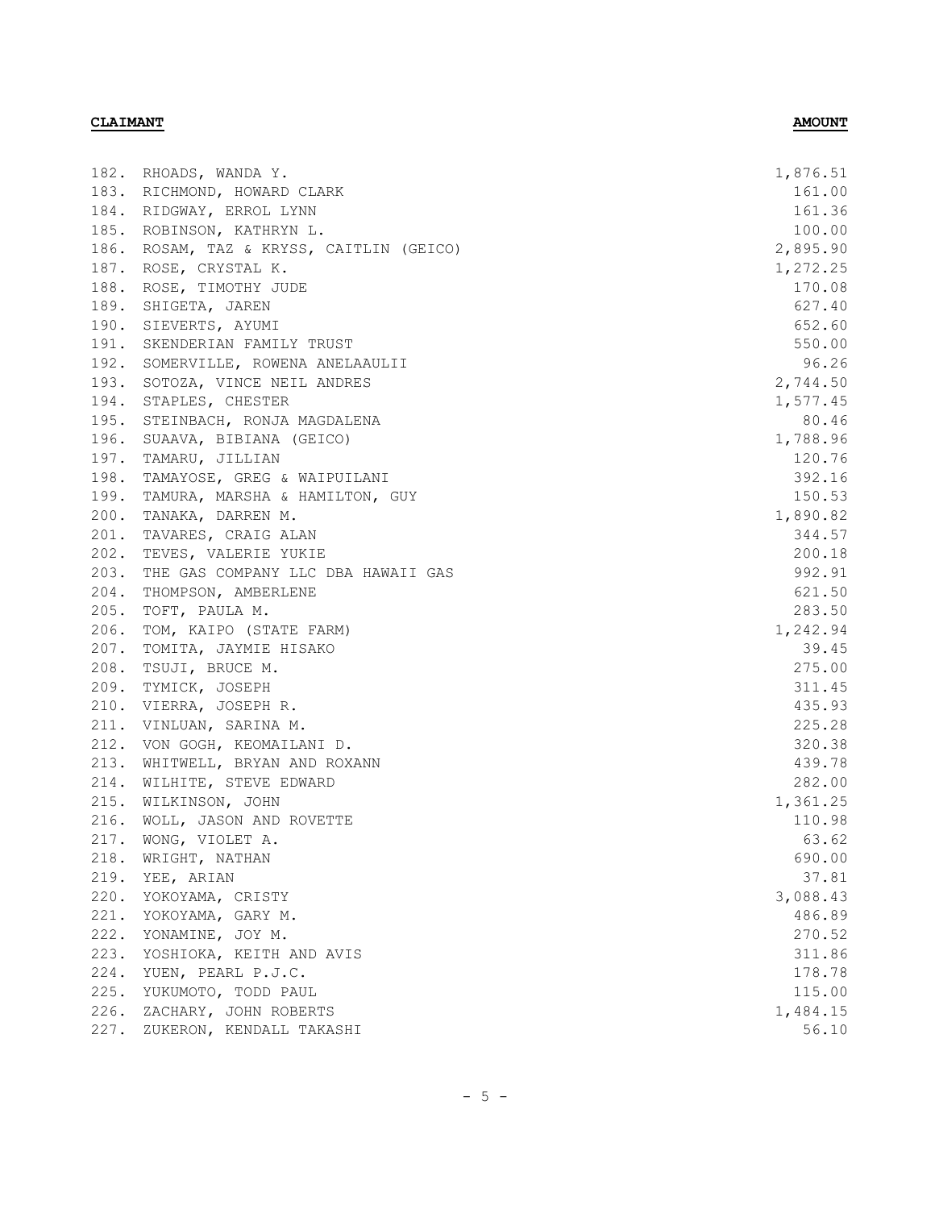| CLAIMANT | AMOUNT |
| --- | --- |
| 182. RHOADS, WANDA Y. | 1,876.51 |
| 183. RICHMOND, HOWARD CLARK | 161.00 |
| 184. RIDGWAY, ERROL LYNN | 161.36 |
| 185. ROBINSON, KATHRYN L. | 100.00 |
| 186. ROSAM, TAZ & KRYSS, CAITLIN (GEICO) | 2,895.90 |
| 187. ROSE, CRYSTAL K. | 1,272.25 |
| 188. ROSE, TIMOTHY JUDE | 170.08 |
| 189. SHIGETA, JAREN | 627.40 |
| 190. SIEVERTS, AYUMI | 652.60 |
| 191. SKENDERIAN FAMILY TRUST | 550.00 |
| 192. SOMERVILLE, ROWENA ANELAAULII | 96.26 |
| 193. SOTOZA, VINCE NEIL ANDRES | 2,744.50 |
| 194. STAPLES, CHESTER | 1,577.45 |
| 195. STEINBACH, RONJA MAGDALENA | 80.46 |
| 196. SUAAVA, BIBIANA (GEICO) | 1,788.96 |
| 197. TAMARU, JILLIAN | 120.76 |
| 198. TAMAYOSE, GREG & WAIPUILANI | 392.16 |
| 199. TAMURA, MARSHA & HAMILTON, GUY | 150.53 |
| 200. TANAKA, DARREN M. | 1,890.82 |
| 201. TAVARES, CRAIG ALAN | 344.57 |
| 202. TEVES, VALERIE YUKIE | 200.18 |
| 203. THE GAS COMPANY LLC DBA HAWAII GAS | 992.91 |
| 204. THOMPSON, AMBERLENE | 621.50 |
| 205. TOFT, PAULA M. | 283.50 |
| 206. TOM, KAIPO (STATE FARM) | 1,242.94 |
| 207. TOMITA, JAYMIE HISAKO | 39.45 |
| 208. TSUJI, BRUCE M. | 275.00 |
| 209. TYMICK, JOSEPH | 311.45 |
| 210. VIERRA, JOSEPH R. | 435.93 |
| 211. VINLUAN, SARINA M. | 225.28 |
| 212. VON GOGH, KEOMAILANI D. | 320.38 |
| 213. WHITWELL, BRYAN AND ROXANN | 439.78 |
| 214. WILHITE, STEVE EDWARD | 282.00 |
| 215. WILKINSON, JOHN | 1,361.25 |
| 216. WOLL, JASON AND ROVETTE | 110.98 |
| 217. WONG, VIOLET A. | 63.62 |
| 218. WRIGHT, NATHAN | 690.00 |
| 219. YEE, ARIAN | 37.81 |
| 220. YOKOYAMA, CRISTY | 3,088.43 |
| 221. YOKOYAMA, GARY M. | 486.89 |
| 222. YONAMINE, JOY M. | 270.52 |
| 223. YOSHIOKA, KEITH AND AVIS | 311.86 |
| 224. YUEN, PEARL P.J.C. | 178.78 |
| 225. YUKUMOTO, TODD PAUL | 115.00 |
| 226. ZACHARY, JOHN ROBERTS | 1,484.15 |
| 227. ZUKERON, KENDALL TAKASHI | 56.10 |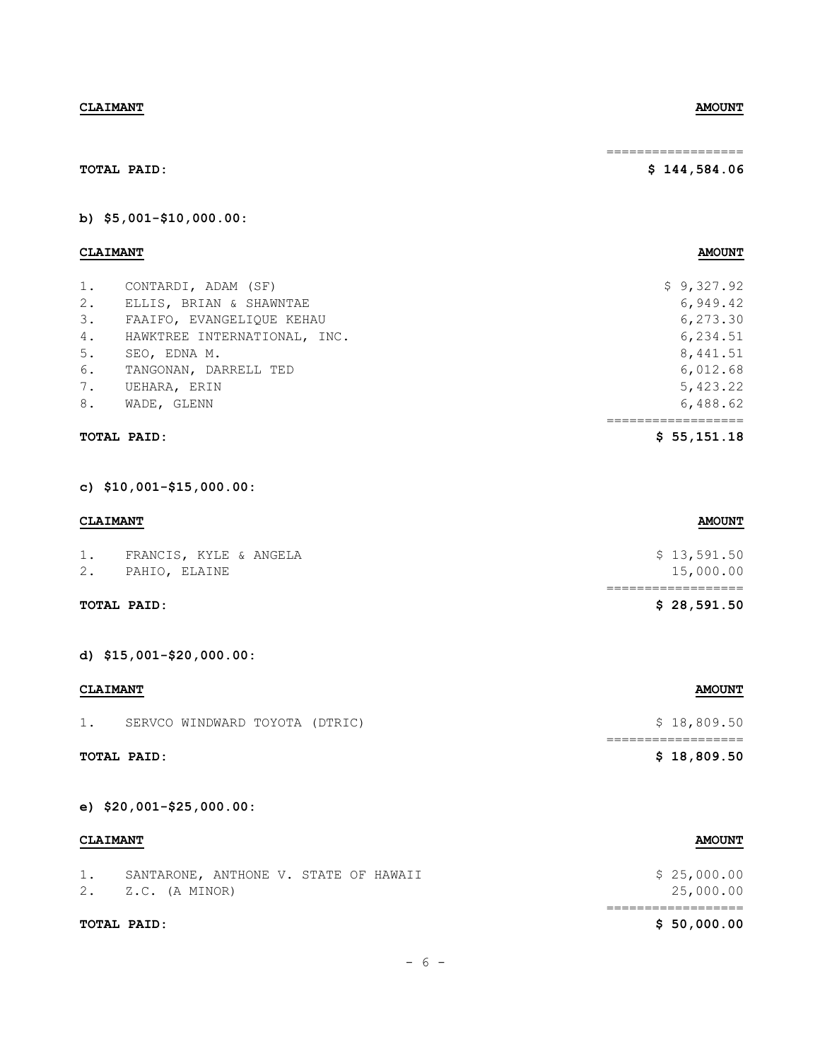| CLAIMANT | AMOUNT |
|---|---|
| **TOTAL PAID:** | **$ 144,584.06** |

**b) $5,001-$10,000.00:**

| | CLAIMANT | AMOUNT |
|---|---|---|
| 1. | CONTARDI, ADAM (SF) | $ 9,327.92 |
| 2. | ELLIS, BRIAN & SHAWNTAE | 6,949.42 |
| 3. | FAAIFO, EVANGELIQUE KEHAU | 6,273.30 |
| 4. | HAWKTREE INTERNATIONAL, INC. | 6,234.51 |
| 5. | SEO, EDNA M. | 8,441.51 |
| 6. | TANGONAN, DARRELL TED | 6,012.68 |
| 7. | UEHARA, ERIN | 5,423.22 |
| 8. | WADE, GLENN | 6,488.62 |
| | **TOTAL PAID:** | **$ 55,151.18** |

**c) $10,001-$15,000.00:**

| | CLAIMANT | AMOUNT |
|---|---|---|
| 1. | FRANCIS, KYLE & ANGELA | $ 13,591.50 |
| 2. | PAHIO, ELAINE | 15,000.00 |
| | **TOTAL PAID:** | **$ 28,591.50** |

**d) $15,001-$20,000.00:**

| | CLAIMANT | AMOUNT |
|---|---|---|
| 1. | SERVCO WINDWARD TOYOTA (DTRIC) | $ 18,809.50 |
| | **TOTAL PAID:** | **$ 18,809.50** |

**e) $20,001-$25,000.00:**

| | CLAIMANT | AMOUNT |
|---|---|---|
| 1. | SANTARONE, ANTHONE V. STATE OF HAWAII | $ 25,000.00 |
| 2. | Z.C. (A MINOR) | 25,000.00 |
| | **TOTAL PAID:** | **$ 50,000.00** |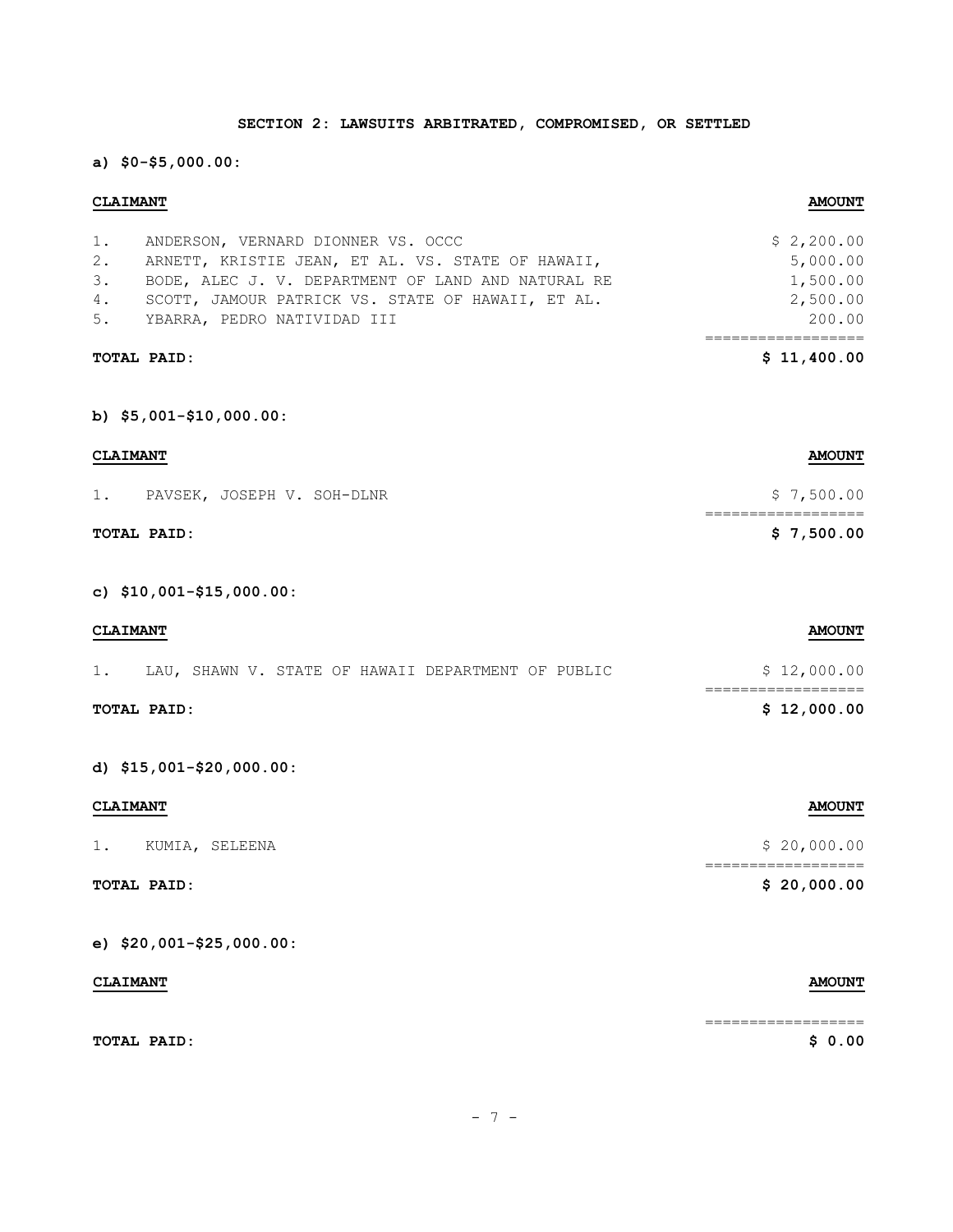## SECTION 2: LAWSUITS ARBITRATED, COMPROMISED, OR SETTLED

**a) $0-$5,000.00:**

| CLAIMANT | AMOUNT |
|---|---|
| 1. ANDERSON, VERNARD DIONNER VS. OCCC | $ 2,200.00 |
| 2. ARNETT, KRISTIE JEAN, ET AL. VS. STATE OF HAWAII, | 5,000.00 |
| 3. BODE, ALEC J. V. DEPARTMENT OF LAND AND NATURAL RE | 1,500.00 |
| 4. SCOTT, JAMOUR PATRICK VS. STATE OF HAWAII, ET AL. | 2,500.00 |
| 5. YBARRA, PEDRO NATIVIDAD III | 200.00 |
| **TOTAL PAID:** | **$ 11,400.00** |

**b) $5,001-$10,000.00:**

| CLAIMANT | AMOUNT |
|---|---|
| 1. PAVSEK, JOSEPH V. SOH-DLNR | $ 7,500.00 |
| **TOTAL PAID:** | **$ 7,500.00** |

**c) $10,001-$15,000.00:**

| CLAIMANT | AMOUNT |
|---|---|
| 1. LAU, SHAWN V. STATE OF HAWAII DEPARTMENT OF PUBLIC | $ 12,000.00 |
| **TOTAL PAID:** | **$ 12,000.00** |

**d) $15,001-$20,000.00:**

| CLAIMANT | AMOUNT |
|---|---|
| 1. KUMIA, SELEENA | $ 20,000.00 |
| **TOTAL PAID:** | **$ 20,000.00** |

**e) $20,001-$25,000.00:**

| CLAIMANT | AMOUNT |
|---|---|
| **TOTAL PAID:** | **$ 0.00** |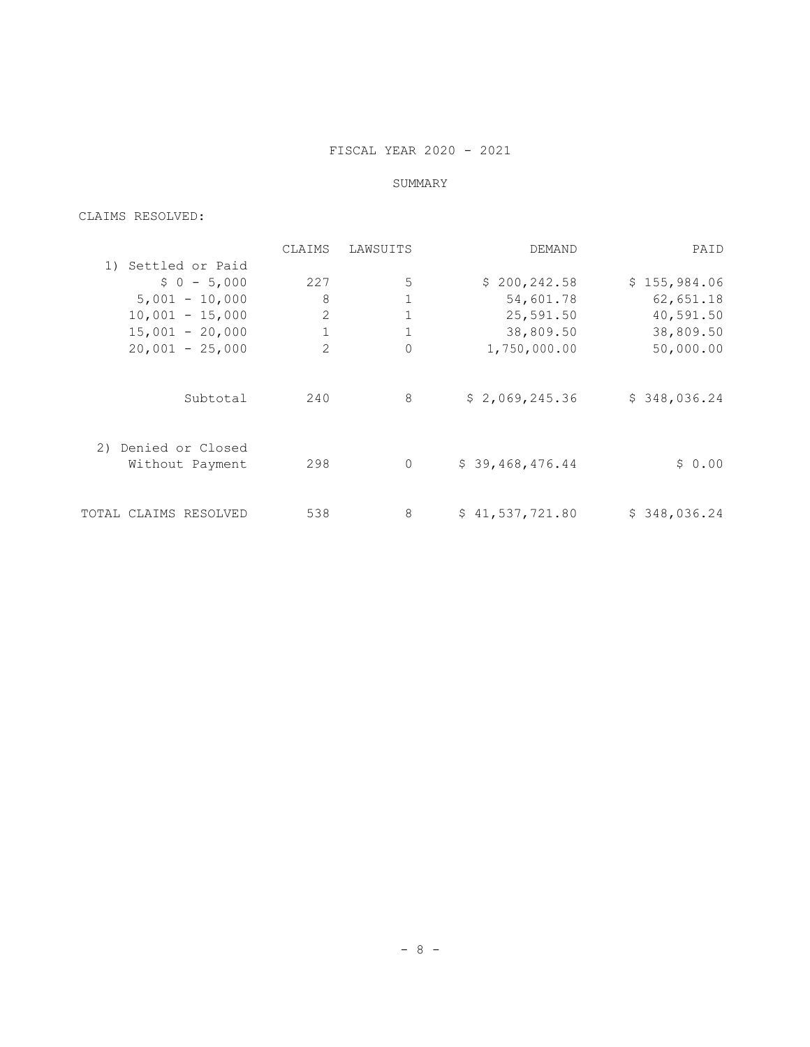FISCAL YEAR 2020 - 2021

SUMMARY

CLAIMS RESOLVED:

| | CLAIMS | LAWSUITS | DEMAND | PAID |
|---|---|---|---|---|
| 1) Settled or Paid | | | | |
| $ 0 - 5,000 | 227 | 5 | $ 200,242.58 | $ 155,984.06 |
| 5,001 - 10,000 | 8 | 1 | 54,601.78 | 62,651.18 |
| 10,001 - 15,000 | 2 | 1 | 25,591.50 | 40,591.50 |
| 15,001 - 20,000 | 1 | 1 | 38,809.50 | 38,809.50 |
| 20,001 - 25,000 | 2 | 0 | 1,750,000.00 | 50,000.00 |
| Subtotal | 240 | 8 | $ 2,069,245.36 | $ 348,036.24 |
| 2) Denied or Closed Without Payment | 298 | 0 | $ 39,468,476.44 | $ 0.00 |
| TOTAL CLAIMS RESOLVED | 538 | 8 | $ 41,537,721.80 | $ 348,036.24 |